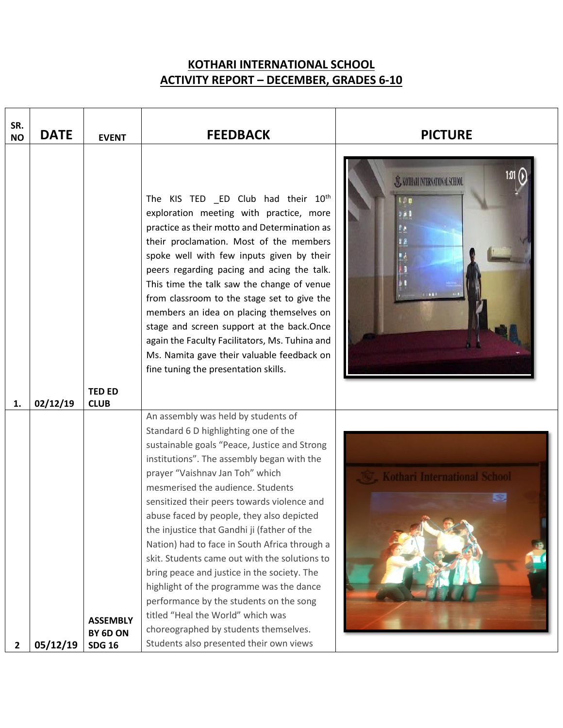# KOTHARI INTERNATIONAL SCHOOL
## ACTIVITY REPORT – DECEMBER, GRADES 6-10

| SR. NO | DATE | EVENT | FEEDBACK | PICTURE |
|---|---|---|---|---|
| 1. | 02/12/19 | TED ED CLUB | The KIS TED _ED Club had their 10th exploration meeting with practice, more practice as their motto and Determination as their proclamation. Most of the members spoke well with few inputs given by their peers regarding pacing and acing the talk. This time the talk saw the change of venue from classroom to the stage set to give the members an idea on placing themselves on stage and screen support at the back.Once again the Faculty Facilitators, Ms. Tuhina and Ms. Namita gave their valuable feedback on fine tuning the presentation skills. | |
| 2 | 05/12/19 | ASSEMBLY BY 6D ON SDG 16 | An assembly was held by students of Standard 6 D highlighting one of the sustainable goals "Peace, Justice and Strong institutions". The assembly began with the prayer "Vaishnav Jan Toh" which mesmerised the audience. Students sensitized their peers towards violence and abuse faced by people, they also depicted the injustice that Gandhi ji (father of the Nation) had to face in South Africa through a skit. Students came out with the solutions to bring peace and justice in the society. The highlight of the programme was the dance performance by the students on the song titled "Heal the World" which was choreographed by students themselves. Students also presented their own views | |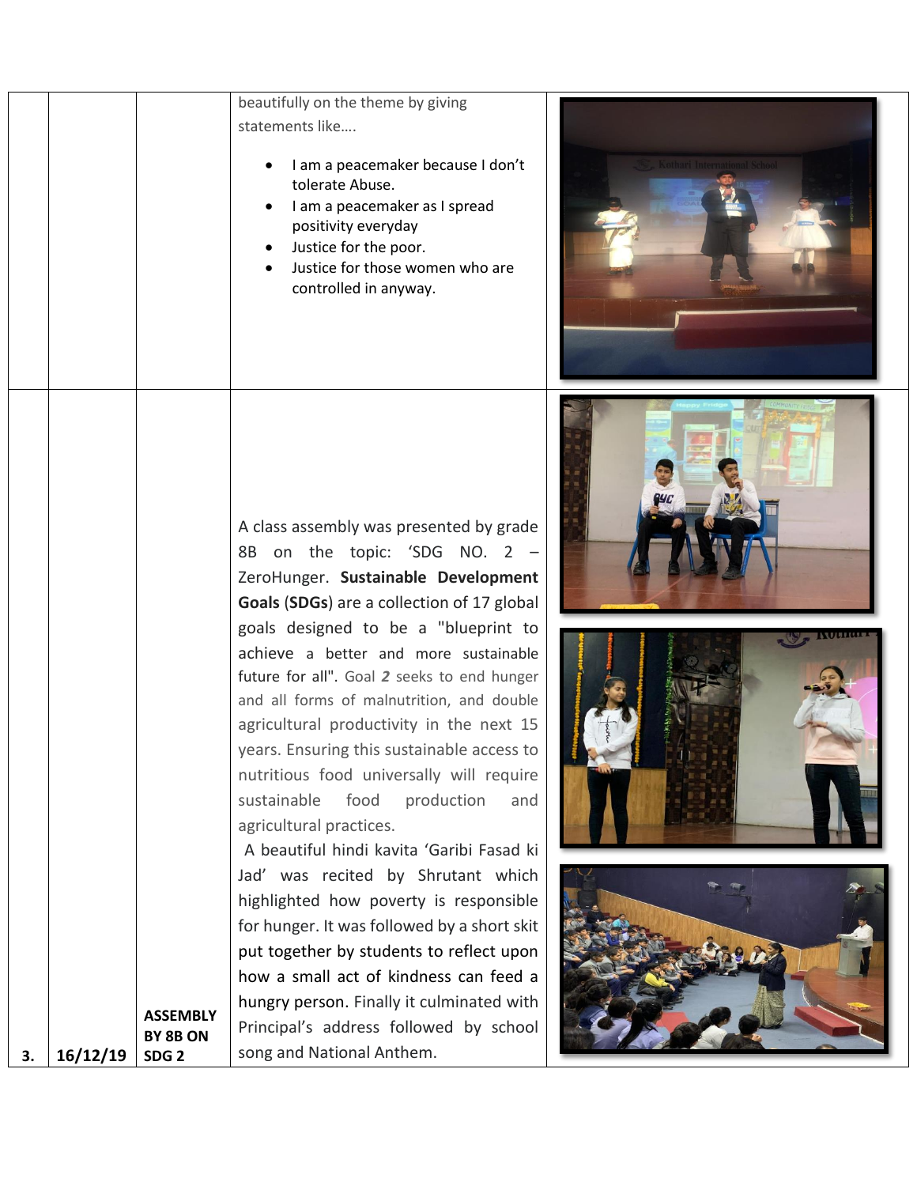| | | | | |
|---|---|---|---|---|
| | | | beautifully on the theme by giving statements like….<br>• I am a peacemaker because I don't tolerate Abuse.<br>• I am a peacemaker as I spread positivity everyday<br>• Justice for the poor.<br>• Justice for those women who are controlled in anyway. | |
| 3. | 16/12/19 | **ASSEMBLY BY 8B ON SDG 2** | A class assembly was presented by grade 8B on the topic: 'SDG NO. 2 – ZeroHunger. **Sustainable Development Goals** (**SDGs**) are a collection of 17 global goals designed to be a "blueprint to achieve a better and more sustainable future for all". Goal ***2*** seeks to end hunger and all forms of malnutrition, and double agricultural productivity in the next 15 years. Ensuring this sustainable access to nutritious food universally will require sustainable food production and agricultural practices.<br>A beautiful hindi kavita 'Garibi Fasad ki Jad' was recited by Shrutant which highlighted how poverty is responsible for hunger. It was followed by a short skit put together by students to reflect upon how a small act of kindness can feed a hungry person. Finally it culminated with Principal's address followed by school song and National Anthem. | |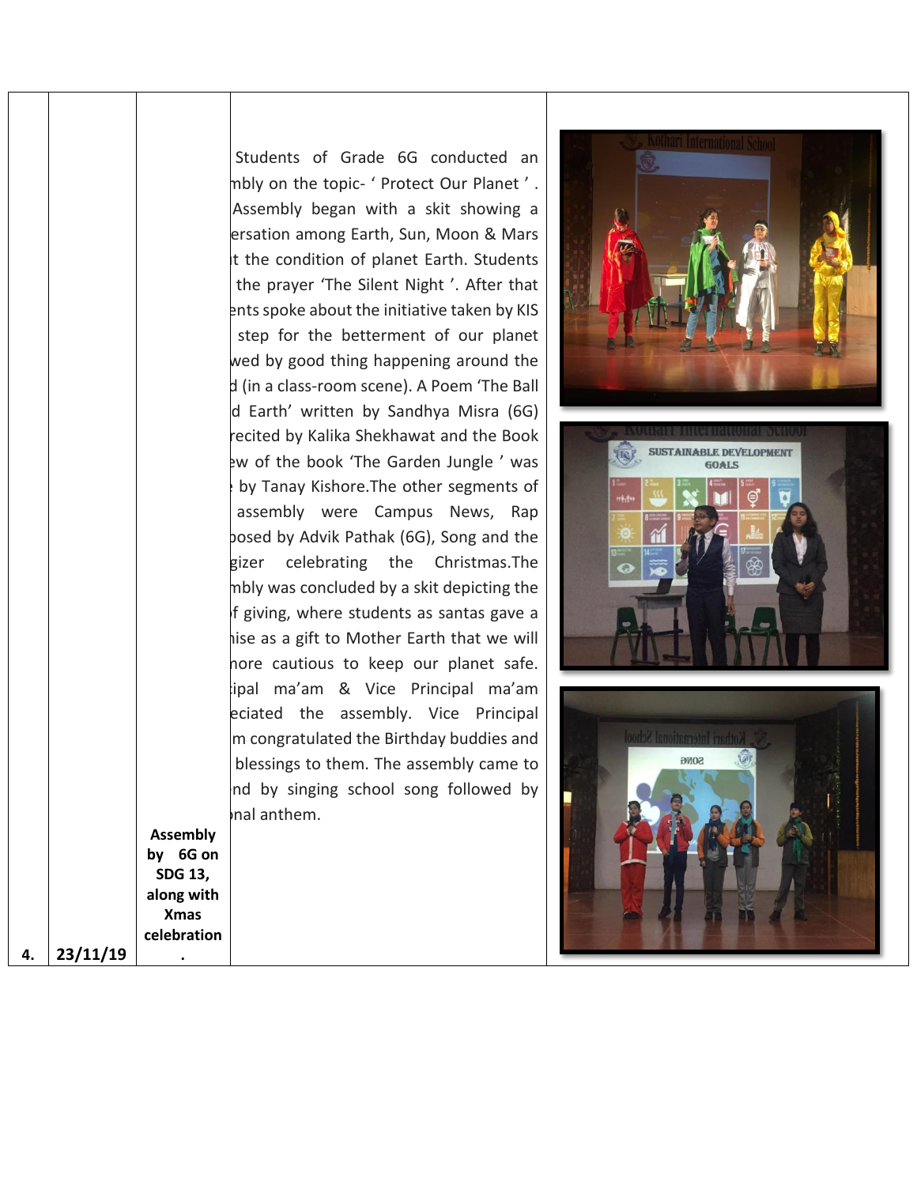| | | | | |
|---|---|---|---|---|
| 4. | 23/11/19 | **Assembly by 6G on SDG 13, along with Xmas celebration.** | Students of Grade 6G conducted an mbly on the topic- ' Protect Our Planet ' . Assembly began with a skit showing a ersation among Earth, Sun, Moon & Mars it the condition of planet Earth. Students the prayer 'The Silent Night '. After that ents spoke about the initiative taken by KIS step for the betterment of our planet wed by good thing happening around the d (in a class-room scene). A Poem 'The Ball d Earth' written by Sandhya Misra (6G) recited by Kalika Shekhawat and the Book ew of the book 'The Garden Jungle ' was by Tanay Kishore.The other segments of assembly were Campus News, Rap posed by Advik Pathak (6G), Song and the gizer celebrating the Christmas.The mbly was concluded by a skit depicting the f giving, where students as santas gave a ise as a gift to Mother Earth that we will nore cautious to keep our planet safe. ipal ma'am & Vice Principal ma'am eciated the assembly. Vice Principal m congratulated the Birthday buddies and blessings to them. The assembly came to nd by singing school song followed by nal anthem. | |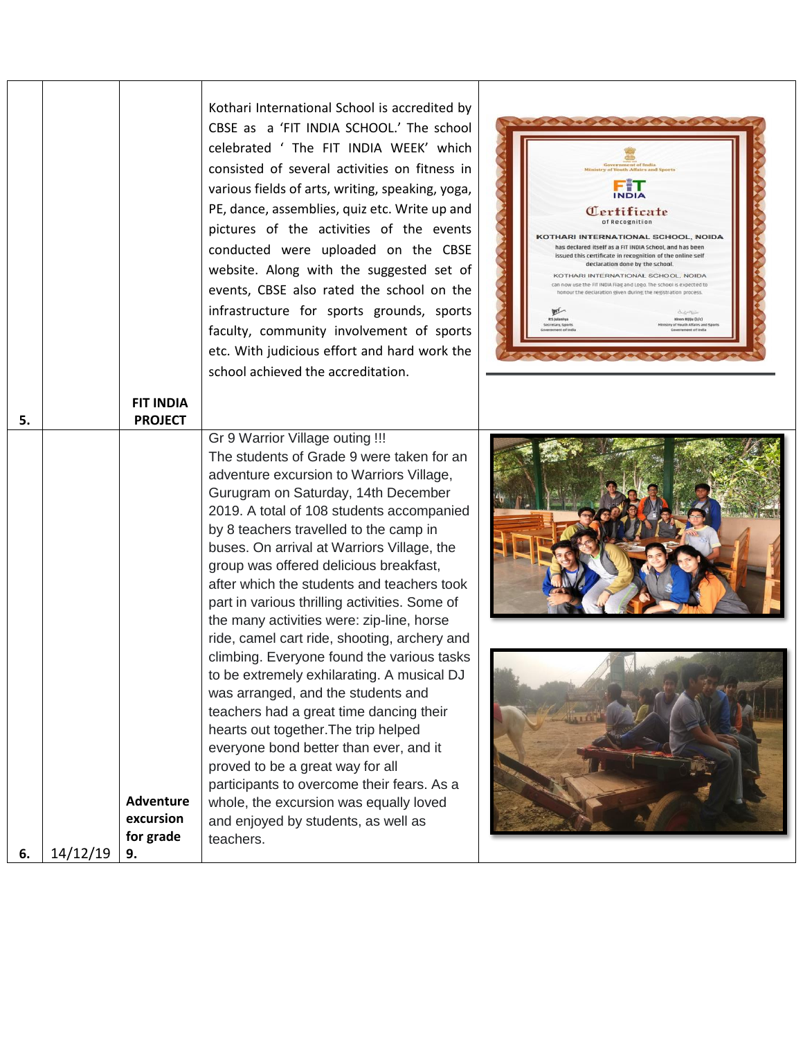| | | | | |
|---|---|---|---|---|
| 5. | | **FIT INDIA PROJECT** | Kothari International School is accredited by CBSE as a 'FIT INDIA SCHOOL.' The school celebrated ' The FIT INDIA WEEK' which consisted of several activities on fitness in various fields of arts, writing, speaking, yoga, PE, dance, assemblies, quiz etc. Write up and pictures of the activities of the events conducted were uploaded on the CBSE website. Along with the suggested set of events, CBSE also rated the school on the infrastructure for sports grounds, sports faculty, community involvement of sports etc. With judicious effort and hard work the school achieved the accreditation. | |
| 6. | 14/12/19 | **Adventure excursion for grade 9.** | Gr 9 Warrior Village outing !!! The students of Grade 9 were taken for an adventure excursion to Warriors Village, Gurugram on Saturday, 14th December 2019. A total of 108 students accompanied by 8 teachers travelled to the camp in buses. On arrival at Warriors Village, the group was offered delicious breakfast, after which the students and teachers took part in various thrilling activities. Some of the many activities were: zip-line, horse ride, camel cart ride, shooting, archery and climbing. Everyone found the various tasks to be extremely exhilarating. A musical DJ was arranged, and the students and teachers had a great time dancing their hearts out together.The trip helped everyone bond better than ever, and it proved to be a great way for all participants to overcome their fears. As a whole, the excursion was equally loved and enjoyed by students, as well as teachers. | |